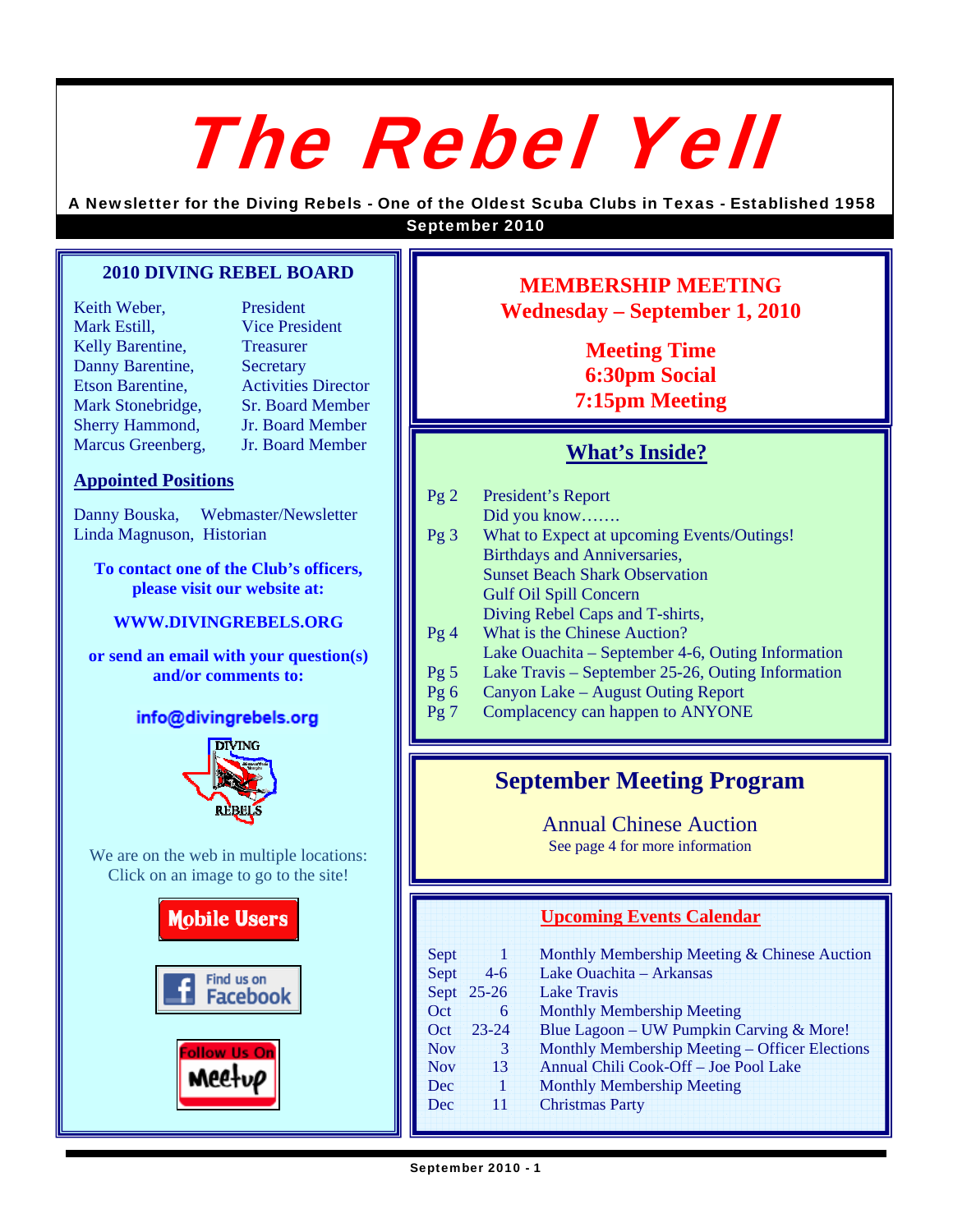# The Rebel Yell

**A Newsletter for the Diving Rebels - One of the Oldest Scuba Clubs in Texas - Established 1958**

**September 2010**

## 2010 DIVING REBEL BOARD

| | |
|---|---|
| Keith Weber, | President |
| Mark Estill, | Vice President |
| Kelly Barentine, | Treasurer |
| Danny Barentine, | Secretary |
| Etson Barentine, | Activities Director |
| Mark Stonebridge, | Sr. Board Member |
| Sherry Hammond, | Jr. Board Member |
| Marcus Greenberg, | Jr. Board Member |

### Appointed Positions

Danny Bouska, Webmaster/Newsletter
Linda Magnuson, Historian

**To contact one of the Club's officers, please visit our website at:**

**WWW.DIVINGREBELS.ORG**

**or send an email with your question(s) and/or comments to:**

**info@divingrebels.org**

We are on the web in multiple locations: Click on an image to go to the site!

Mobile Users

Find us on Facebook

Follow Us On Meetup

## MEMBERSHIP MEETING
## Wednesday – September 1, 2010

**Meeting Time**
**6:30pm Social**
**7:15pm Meeting**

## What's Inside?

| | |
|---|---|
| Pg 2 | President's Report |
| | Did you know……. |
| Pg 3 | What to Expect at upcoming Events/Outings! |
| | Birthdays and Anniversaries, |
| | Sunset Beach Shark Observation |
| | Gulf Oil Spill Concern |
| | Diving Rebel Caps and T-shirts, |
| Pg 4 | What is the Chinese Auction? |
| | Lake Ouachita – September 4-6, Outing Information |
| Pg 5 | Lake Travis – September 25-26, Outing Information |
| Pg 6 | Canyon Lake – August Outing Report |
| Pg 7 | Complacency can happen to ANYONE |

## September Meeting Program

Annual Chinese Auction
See page 4 for more information

## Upcoming Events Calendar

| | | |
|---|---|---|
| Sept | 1 | Monthly Membership Meeting & Chinese Auction |
| Sept | 4-6 | Lake Ouachita – Arkansas |
| Sept | 25-26 | Lake Travis |
| Oct | 6 | Monthly Membership Meeting |
| Oct | 23-24 | Blue Lagoon – UW Pumpkin Carving & More! |
| Nov | 3 | Monthly Membership Meeting – Officer Elections |
| Nov | 13 | Annual Chili Cook-Off – Joe Pool Lake |
| Dec | 1 | Monthly Membership Meeting |
| Dec | 11 | Christmas Party |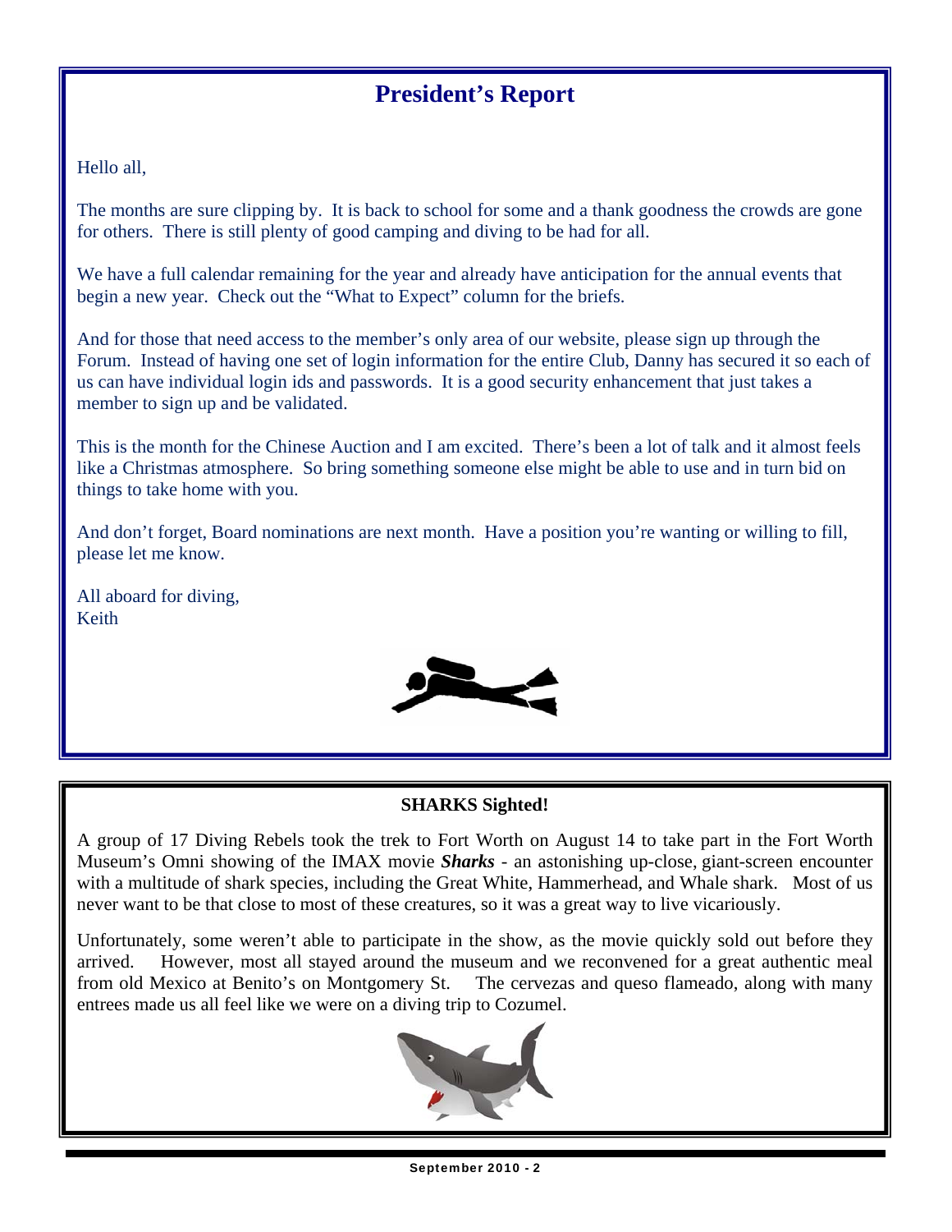## President's Report

Hello all,

The months are sure clipping by. It is back to school for some and a thank goodness the crowds are gone for others. There is still plenty of good camping and diving to be had for all.

We have a full calendar remaining for the year and already have anticipation for the annual events that begin a new year. Check out the "What to Expect" column for the briefs.

And for those that need access to the member's only area of our website, please sign up through the Forum. Instead of having one set of login information for the entire Club, Danny has secured it so each of us can have individual login ids and passwords. It is a good security enhancement that just takes a member to sign up and be validated.

This is the month for the Chinese Auction and I am excited. There's been a lot of talk and it almost feels like a Christmas atmosphere. So bring something someone else might be able to use and in turn bid on things to take home with you.

And don't forget, Board nominations are next month. Have a position you're wanting or willing to fill, please let me know.

All aboard for diving,
Keith

### SHARKS Sighted!

A group of 17 Diving Rebels took the trek to Fort Worth on August 14 to take part in the Fort Worth Museum's Omni showing of the IMAX movie ***Sharks*** - an astonishing up-close, giant-screen encounter with a multitude of shark species, including the Great White, Hammerhead, and Whale shark. Most of us never want to be that close to most of these creatures, so it was a great way to live vicariously.

Unfortunately, some weren't able to participate in the show, as the movie quickly sold out before they arrived. However, most all stayed around the museum and we reconvened for a great authentic meal from old Mexico at Benito's on Montgomery St. The cervezas and queso flameado, along with many entrees made us all feel like we were on a diving trip to Cozumel.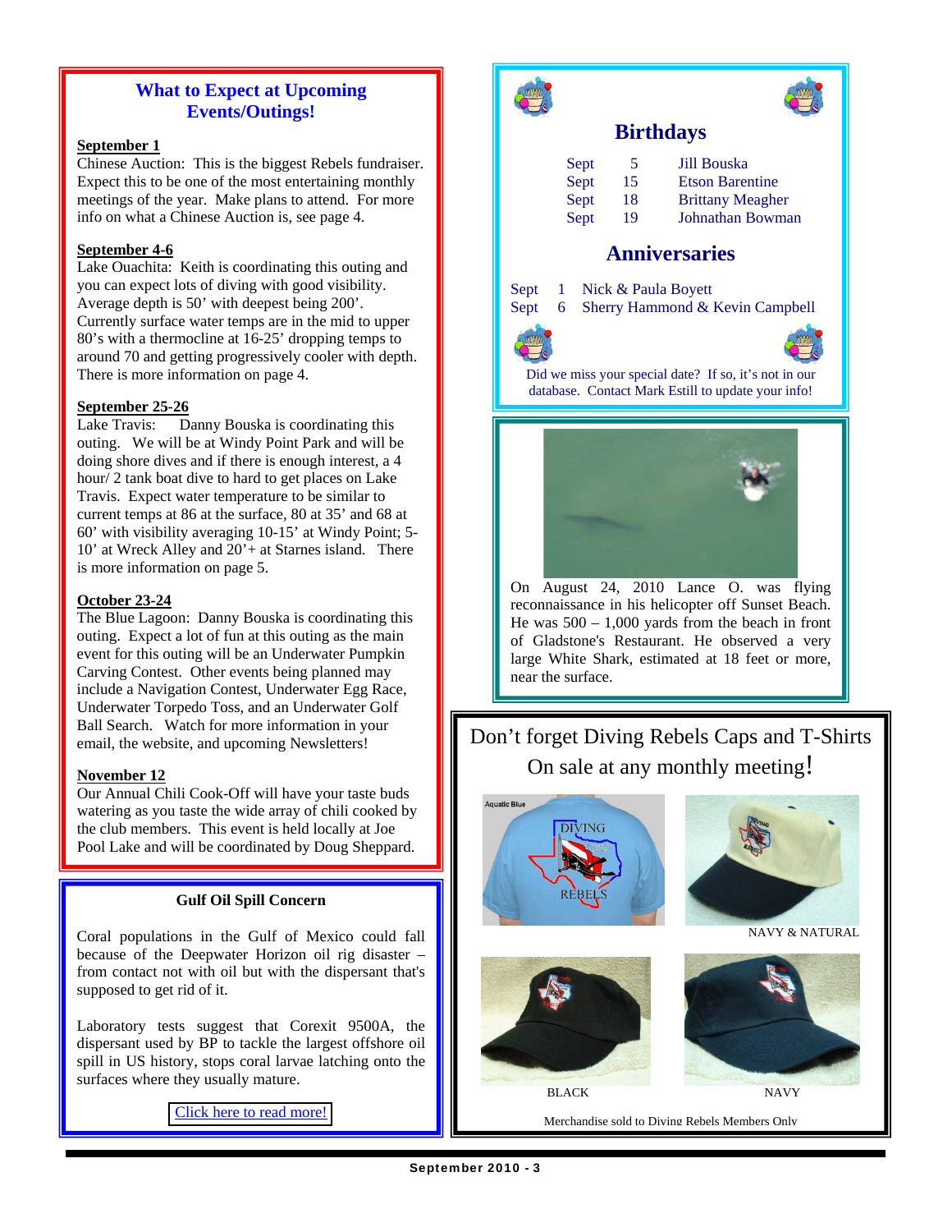## What to Expect at Upcoming Events/Outings!

**September 1**
Chinese Auction: This is the biggest Rebels fundraiser. Expect this to be one of the most entertaining monthly meetings of the year. Make plans to attend. For more info on what a Chinese Auction is, see page 4.

**September 4-6**
Lake Ouachita: Keith is coordinating this outing and you can expect lots of diving with good visibility. Average depth is 50' with deepest being 200'. Currently surface water temps are in the mid to upper 80's with a thermocline at 16-25' dropping temps to around 70 and getting progressively cooler with depth. There is more information on page 4.

**September 25-26**
Lake Travis: Danny Bouska is coordinating this outing. We will be at Windy Point Park and will be doing shore dives and if there is enough interest, a 4 hour/ 2 tank boat dive to hard to get places on Lake Travis. Expect water temperature to be similar to current temps at 86 at the surface, 80 at 35' and 68 at 60' with visibility averaging 10-15' at Windy Point; 5-10' at Wreck Alley and 20'+ at Starnes island. There is more information on page 5.

**October 23-24**
The Blue Lagoon: Danny Bouska is coordinating this outing. Expect a lot of fun at this outing as the main event for this outing will be an Underwater Pumpkin Carving Contest. Other events being planned may include a Navigation Contest, Underwater Egg Race, Underwater Torpedo Toss, and an Underwater Golf Ball Search. Watch for more information in your email, the website, and upcoming Newsletters!

**November 12**
Our Annual Chili Cook-Off will have your taste buds watering as you taste the wide array of chili cooked by the club members. This event is held locally at Joe Pool Lake and will be coordinated by Doug Sheppard.

### Gulf Oil Spill Concern

Coral populations in the Gulf of Mexico could fall because of the Deepwater Horizon oil rig disaster – from contact not with oil but with the dispersant that's supposed to get rid of it.

Laboratory tests suggest that Corexit 9500A, the dispersant used by BP to tackle the largest offshore oil spill in US history, stops coral larvae latching onto the surfaces where they usually mature.

Click here to read more!

## Birthdays

| | | |
|---|---|---|
| Sept | 5 | Jill Bouska |
| Sept | 15 | Etson Barentine |
| Sept | 18 | Brittany Meagher |
| Sept | 19 | Johnathan Bowman |

## Anniversaries

| | | |
|---|---|---|
| Sept | 1 | Nick & Paula Boyett |
| Sept | 6 | Sherry Hammond & Kevin Campbell |

Did we miss your special date? If so, it's not in our database. Contact Mark Estill to update your info!

On August 24, 2010 Lance O. was flying reconnaissance in his helicopter off Sunset Beach. He was 500 – 1,000 yards from the beach in front of Gladstone's Restaurant. He observed a very large White Shark, estimated at 18 feet or more, near the surface.

## Don't forget Diving Rebels Caps and T-Shirts On sale at any monthly meeting!

Aquatic Blue

NAVY & NATURAL

BLACK

NAVY

Merchandise sold to Diving Rebels Members Only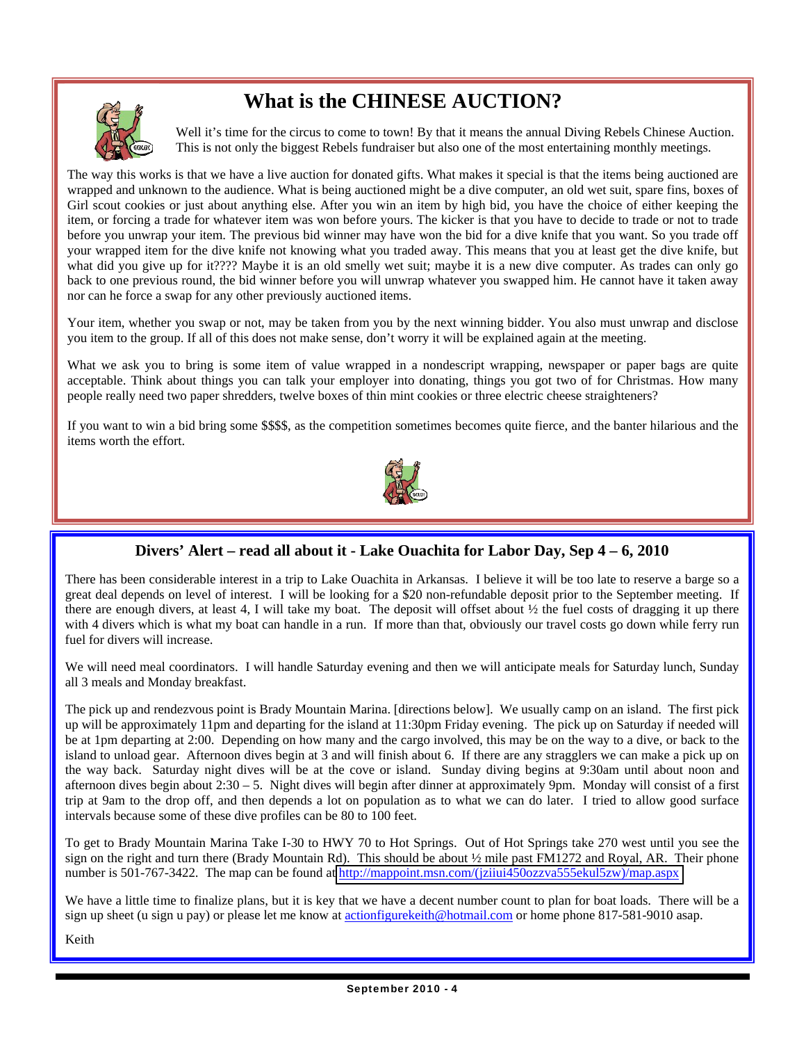# What is the CHINESE AUCTION?

Well it's time for the circus to come to town! By that it means the annual Diving Rebels Chinese Auction. This is not only the biggest Rebels fundraiser but also one of the most entertaining monthly meetings.

The way this works is that we have a live auction for donated gifts. What makes it special is that the items being auctioned are wrapped and unknown to the audience. What is being auctioned might be a dive computer, an old wet suit, spare fins, boxes of Girl scout cookies or just about anything else. After you win an item by high bid, you have the choice of either keeping the item, or forcing a trade for whatever item was won before yours. The kicker is that you have to decide to trade or not to trade before you unwrap your item. The previous bid winner may have won the bid for a dive knife that you want. So you trade off your wrapped item for the dive knife not knowing what you traded away. This means that you at least get the dive knife, but what did you give up for it???? Maybe it is an old smelly wet suit; maybe it is a new dive computer. As trades can only go back to one previous round, the bid winner before you will unwrap whatever you swapped him. He cannot have it taken away nor can he force a swap for any other previously auctioned items.

Your item, whether you swap or not, may be taken from you by the next winning bidder. You also must unwrap and disclose you item to the group. If all of this does not make sense, don't worry it will be explained again at the meeting.

What we ask you to bring is some item of value wrapped in a nondescript wrapping, newspaper or paper bags are quite acceptable. Think about things you can talk your employer into donating, things you got two of for Christmas. How many people really need two paper shredders, twelve boxes of thin mint cookies or three electric cheese straighteners?

If you want to win a bid bring some $$$$, as the competition sometimes becomes quite fierce, and the banter hilarious and the items worth the effort.

## Divers' Alert – read all about it - Lake Ouachita for Labor Day, Sep 4 – 6, 2010

There has been considerable interest in a trip to Lake Ouachita in Arkansas. I believe it will be too late to reserve a barge so a great deal depends on level of interest. I will be looking for a $20 non-refundable deposit prior to the September meeting. If there are enough divers, at least 4, I will take my boat. The deposit will offset about ½ the fuel costs of dragging it up there with 4 divers which is what my boat can handle in a run. If more than that, obviously our travel costs go down while ferry run fuel for divers will increase.

We will need meal coordinators. I will handle Saturday evening and then we will anticipate meals for Saturday lunch, Sunday all 3 meals and Monday breakfast.

The pick up and rendezvous point is Brady Mountain Marina. [directions below]. We usually camp on an island. The first pick up will be approximately 11pm and departing for the island at 11:30pm Friday evening. The pick up on Saturday if needed will be at 1pm departing at 2:00. Depending on how many and the cargo involved, this may be on the way to a dive, or back to the island to unload gear. Afternoon dives begin at 3 and will finish about 6. If there are any stragglers we can make a pick up on the way back. Saturday night dives will be at the cove or island. Sunday diving begins at 9:30am until about noon and afternoon dives begin about 2:30 – 5. Night dives will begin after dinner at approximately 9pm. Monday will consist of a first trip at 9am to the drop off, and then depends a lot on population as to what we can do later. I tried to allow good surface intervals because some of these dive profiles can be 80 to 100 feet.

To get to Brady Mountain Marina Take I-30 to HWY 70 to Hot Springs. Out of Hot Springs take 270 west until you see the sign on the right and turn there (Brady Mountain Rd). This should be about ½ mile past FM1272 and Royal, AR. Their phone number is 501-767-3422. The map can be found at http://mappoint.msn.com/(jziiui450ozzva555ekul5zw)/map.aspx

We have a little time to finalize plans, but it is key that we have a decent number count to plan for boat loads. There will be a sign up sheet (u sign u pay) or please let me know at actionfigurekeith@hotmail.com or home phone 817-581-9010 asap.

Keith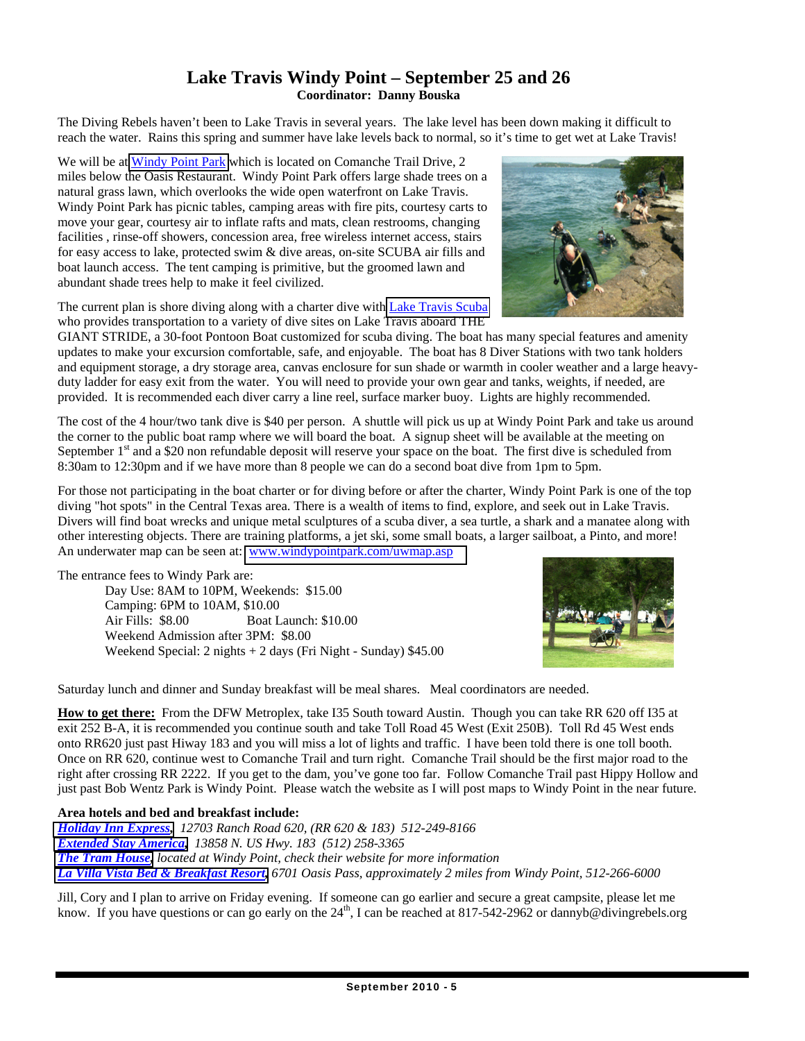## Lake Travis Windy Point – September 25 and 26

**Coordinator: Danny Bouska**

The Diving Rebels haven't been to Lake Travis in several years. The lake level has been down making it difficult to reach the water. Rains this spring and summer have lake levels back to normal, so it's time to get wet at Lake Travis!

We will be at Windy Point Park which is located on Comanche Trail Drive, 2 miles below the Oasis Restaurant. Windy Point Park offers large shade trees on a natural grass lawn, which overlooks the wide open waterfront on Lake Travis. Windy Point Park has picnic tables, camping areas with fire pits, courtesy carts to move your gear, courtesy air to inflate rafts and mats, clean restrooms, changing facilities , rinse-off showers, concession area, free wireless internet access, stairs for easy access to lake, protected swim & dive areas, on-site SCUBA air fills and boat launch access. The tent camping is primitive, but the groomed lawn and abundant shade trees help to make it feel civilized.

The current plan is shore diving along with a charter dive with Lake Travis Scuba who provides transportation to a variety of dive sites on Lake Travis aboard THE GIANT STRIDE, a 30-foot Pontoon Boat customized for scuba diving. The boat has many special features and amenity updates to make your excursion comfortable, safe, and enjoyable. The boat has 8 Diver Stations with two tank holders and equipment storage, a dry storage area, canvas enclosure for sun shade or warmth in cooler weather and a large heavy-duty ladder for easy exit from the water. You will need to provide your own gear and tanks, weights, if needed, are provided. It is recommended each diver carry a line reel, surface marker buoy. Lights are highly recommended.

The cost of the 4 hour/two tank dive is $40 per person. A shuttle will pick us up at Windy Point Park and take us around the corner to the public boat ramp where we will board the boat. A signup sheet will be available at the meeting on September 1st and a $20 non refundable deposit will reserve your space on the boat. The first dive is scheduled from 8:30am to 12:30pm and if we have more than 8 people we can do a second boat dive from 1pm to 5pm.

For those not participating in the boat charter or for diving before or after the charter, Windy Point Park is one of the top diving "hot spots" in the Central Texas area. There is a wealth of items to find, explore, and seek out in Lake Travis. Divers will find boat wrecks and unique metal sculptures of a scuba diver, a sea turtle, a shark and a manatee along with other interesting objects. There are training platforms, a jet ski, some small boats, a larger sailboat, a Pinto, and more! An underwater map can be seen at: www.windypointpark.com/uwmap.asp

The entrance fees to Windy Park are:

Day Use: 8AM to 10PM, Weekends: $15.00
Camping: 6PM to 10AM, $10.00
Air Fills: $8.00 Boat Launch: $10.00
Weekend Admission after 3PM: $8.00
Weekend Special: 2 nights + 2 days (Fri Night - Sunday) $45.00

Saturday lunch and dinner and Sunday breakfast will be meal shares. Meal coordinators are needed.

**How to get there:** From the DFW Metroplex, take I35 South toward Austin. Though you can take RR 620 off I35 at exit 252 B-A, it is recommended you continue south and take Toll Road 45 West (Exit 250B). Toll Rd 45 West ends onto RR620 just past Hiway 183 and you will miss a lot of lights and traffic. I have been told there is one toll booth. Once on RR 620, continue west to Comanche Trail and turn right. Comanche Trail should be the first major road to the right after crossing RR 2222. If you get to the dam, you've gone too far. Follow Comanche Trail past Hippy Hollow and just past Bob Wentz Park is Windy Point. Please watch the website as I will post maps to Windy Point in the near future.

**Area hotels and bed and breakfast include:**

***Holiday Inn Express,*** *12703 Ranch Road 620, (RR 620 & 183) 512-249-8166*
***Extended Stay America,*** *13858 N. US Hwy. 183 (512) 258-3365*
***The Tram House,*** *located at Windy Point, check their website for more information*
***La Villa Vista Bed & Breakfast Resort,*** *6701 Oasis Pass, approximately 2 miles from Windy Point, 512-266-6000*

Jill, Cory and I plan to arrive on Friday evening. If someone can go earlier and secure a great campsite, please let me know. If you have questions or can go early on the 24th, I can be reached at 817-542-2962 or dannyb@divingrebels.org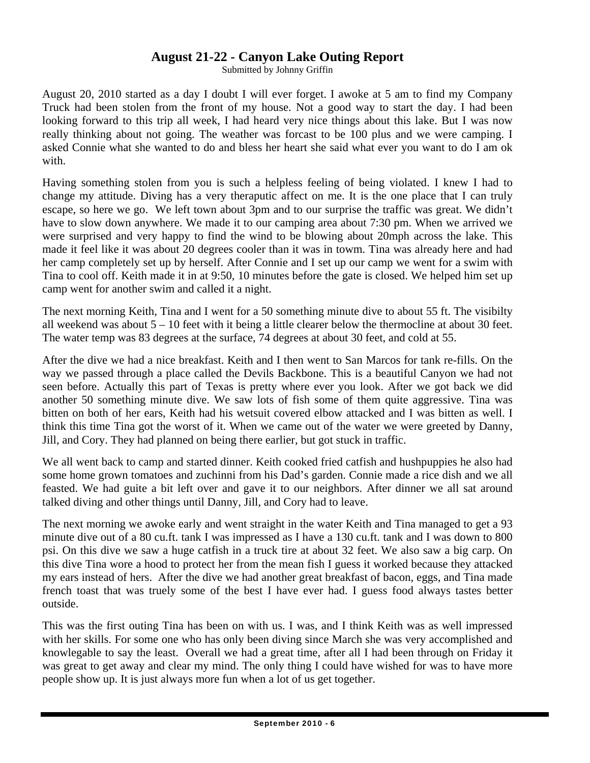## August 21-22 - Canyon Lake Outing Report

Submitted by Johnny Griffin

August 20, 2010 started as a day I doubt I will ever forget. I awoke at 5 am to find my Company Truck had been stolen from the front of my house. Not a good way to start the day. I had been looking forward to this trip all week, I had heard very nice things about this lake. But I was now really thinking about not going. The weather was forcast to be 100 plus and we were camping. I asked Connie what she wanted to do and bless her heart she said what ever you want to do I am ok with.

Having something stolen from you is such a helpless feeling of being violated. I knew I had to change my attitude. Diving has a very theraputic affect on me. It is the one place that I can truly escape, so here we go. We left town about 3pm and to our surprise the traffic was great. We didn't have to slow down anywhere. We made it to our camping area about 7:30 pm. When we arrived we were surprised and very happy to find the wind to be blowing about 20mph across the lake. This made it feel like it was about 20 degrees cooler than it was in towm. Tina was already here and had her camp completely set up by herself. After Connie and I set up our camp we went for a swim with Tina to cool off. Keith made it in at 9:50, 10 minutes before the gate is closed. We helped him set up camp went for another swim and called it a night.

The next morning Keith, Tina and I went for a 50 something minute dive to about 55 ft. The visibilty all weekend was about 5 – 10 feet with it being a little clearer below the thermocline at about 30 feet. The water temp was 83 degrees at the surface, 74 degrees at about 30 feet, and cold at 55.

After the dive we had a nice breakfast. Keith and I then went to San Marcos for tank re-fills. On the way we passed through a place called the Devils Backbone. This is a beautiful Canyon we had not seen before. Actually this part of Texas is pretty where ever you look. After we got back we did another 50 something minute dive. We saw lots of fish some of them quite aggressive. Tina was bitten on both of her ears, Keith had his wetsuit covered elbow attacked and I was bitten as well. I think this time Tina got the worst of it. When we came out of the water we were greeted by Danny, Jill, and Cory. They had planned on being there earlier, but got stuck in traffic.

We all went back to camp and started dinner. Keith cooked fried catfish and hushpuppies he also had some home grown tomatoes and zuchinni from his Dad's garden. Connie made a rice dish and we all feasted. We had guite a bit left over and gave it to our neighbors. After dinner we all sat around talked diving and other things until Danny, Jill, and Cory had to leave.

The next morning we awoke early and went straight in the water Keith and Tina managed to get a 93 minute dive out of a 80 cu.ft. tank I was impressed as I have a 130 cu.ft. tank and I was down to 800 psi. On this dive we saw a huge catfish in a truck tire at about 32 feet. We also saw a big carp. On this dive Tina wore a hood to protect her from the mean fish I guess it worked because they attacked my ears instead of hers. After the dive we had another great breakfast of bacon, eggs, and Tina made french toast that was truely some of the best I have ever had. I guess food always tastes better outside.

This was the first outing Tina has been on with us. I was, and I think Keith was as well impressed with her skills. For some one who has only been diving since March she was very accomplished and knowlegable to say the least. Overall we had a great time, after all I had been through on Friday it was great to get away and clear my mind. The only thing I could have wished for was to have more people show up. It is just always more fun when a lot of us get together.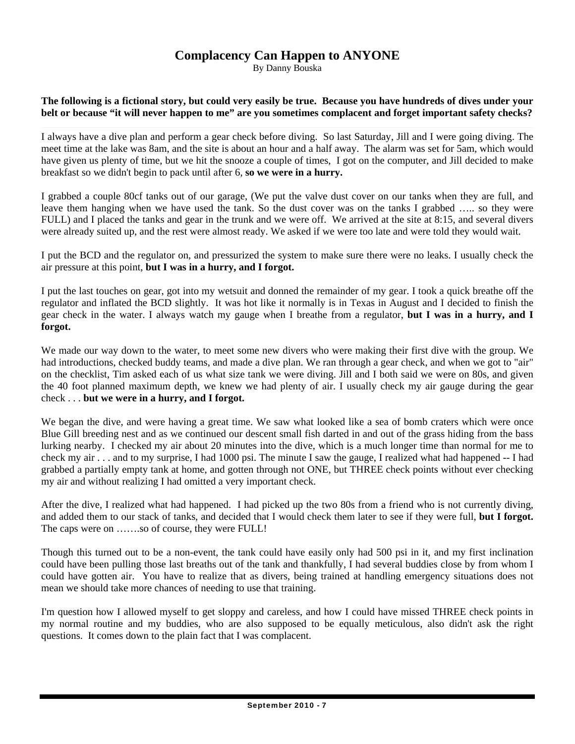# Complacency Can Happen to ANYONE

By Danny Bouska

**The following is a fictional story, but could very easily be true. Because you have hundreds of dives under your belt or because "it will never happen to me" are you sometimes complacent and forget important safety checks?**

---

I always have a dive plan and perform a gear check before diving. So last Saturday, Jill and I were going diving. The meet time at the lake was 8am, and the site is about an hour and a half away. The alarm was set for 5am, which would have given us plenty of time, but we hit the snooze a couple of times, I got on the computer, and Jill decided to make breakfast so we didn't begin to pack until after 6, **so we were in a hurry.**

I grabbed a couple 80cf tanks out of our garage, (We put the valve dust cover on our tanks when they are full, and leave them hanging when we have used the tank. So the dust cover was on the tanks I grabbed ….. so they were FULL) and I placed the tanks and gear in the trunk and we were off. We arrived at the site at 8:15, and several divers were already suited up, and the rest were almost ready. We asked if we were too late and were told they would wait.

I put the BCD and the regulator on, and pressurized the system to make sure there were no leaks. I usually check the air pressure at this point, **but I was in a hurry, and I forgot.**

I put the last touches on gear, got into my wetsuit and donned the remainder of my gear. I took a quick breathe off the regulator and inflated the BCD slightly. It was hot like it normally is in Texas in August and I decided to finish the gear check in the water. I always watch my gauge when I breathe from a regulator, **but I was in a hurry, and I forgot.**

We made our way down to the water, to meet some new divers who were making their first dive with the group. We had introductions, checked buddy teams, and made a dive plan. We ran through a gear check, and when we got to "air" on the checklist, Tim asked each of us what size tank we were diving. Jill and I both said we were on 80s, and given the 40 foot planned maximum depth, we knew we had plenty of air. I usually check my air gauge during the gear check . . . **but we were in a hurry, and I forgot.**

We began the dive, and were having a great time. We saw what looked like a sea of bomb craters which were once Blue Gill breeding nest and as we continued our descent small fish darted in and out of the grass hiding from the bass lurking nearby. I checked my air about 20 minutes into the dive, which is a much longer time than normal for me to check my air . . . and to my surprise, I had 1000 psi. The minute I saw the gauge, I realized what had happened -- I had grabbed a partially empty tank at home, and gotten through not ONE, but THREE check points without ever checking my air and without realizing I had omitted a very important check.

After the dive, I realized what had happened. I had picked up the two 80s from a friend who is not currently diving, and added them to our stack of tanks, and decided that I would check them later to see if they were full, **but I forgot.** The caps were on …….so of course, they were FULL!

Though this turned out to be a non-event, the tank could have easily only had 500 psi in it, and my first inclination could have been pulling those last breaths out of the tank and thankfully, I had several buddies close by from whom I could have gotten air. You have to realize that as divers, being trained at handling emergency situations does not mean we should take more chances of needing to use that training.

I'm question how I allowed myself to get sloppy and careless, and how I could have missed THREE check points in my normal routine and my buddies, who are also supposed to be equally meticulous, also didn't ask the right questions. It comes down to the plain fact that I was complacent.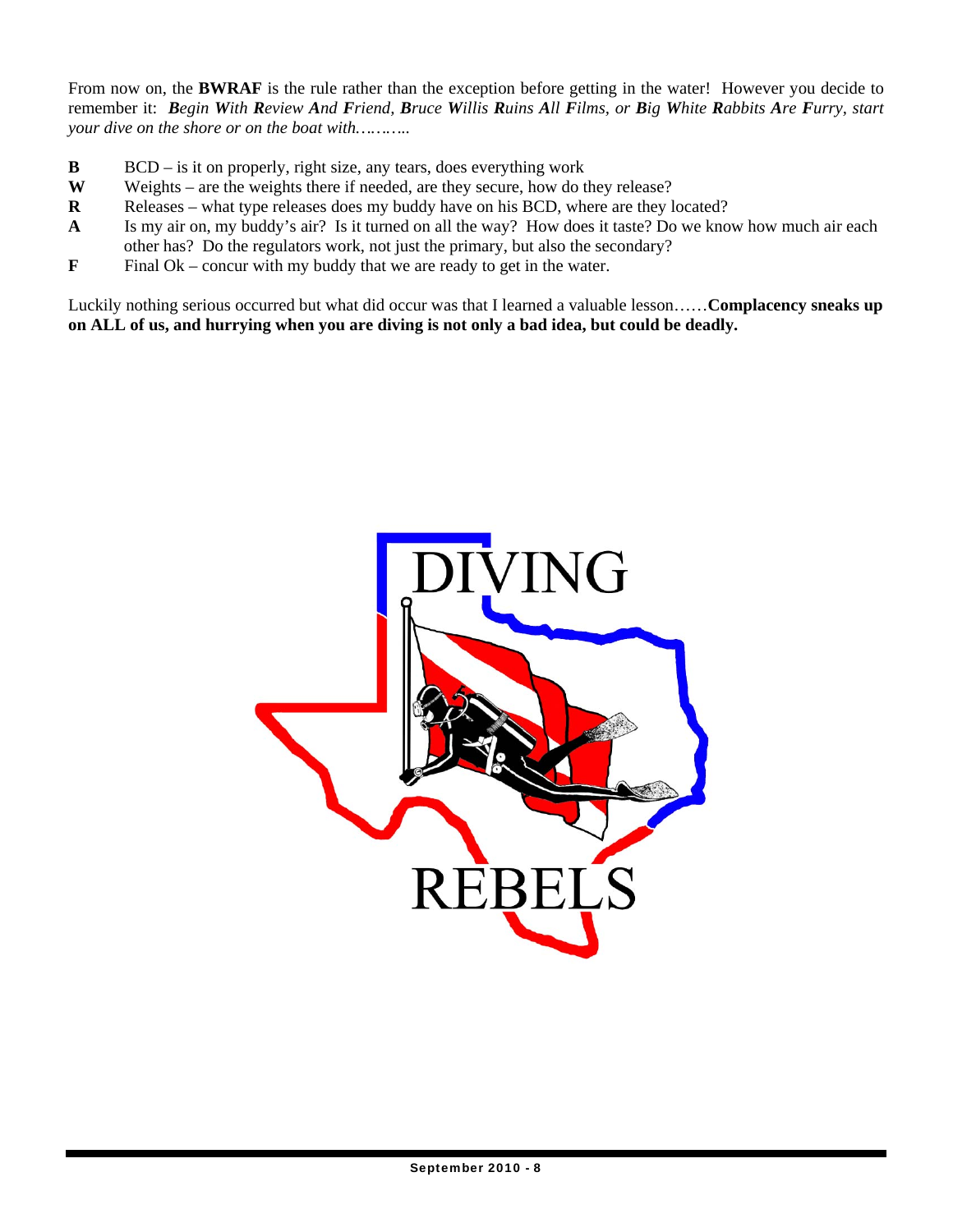From now on, the **BWRAF** is the rule rather than the exception before getting in the water! However you decide to remember it: ***B****egin* ***W****ith* ***R****eview* ***A****nd* ***F****riend,* ***B****ruce* ***W****illis* ***R****uins* ***A****ll* ***F****ilms, or* ***B****ig* ***W****hite* ***R****abbits* ***A****re* ***F****urry, start your dive on the shore or on the boat with……….*

- **B** BCD – is it on properly, right size, any tears, does everything work
- **W** Weights – are the weights there if needed, are they secure, how do they release?
- **R** Releases – what type releases does my buddy have on his BCD, where are they located?
- **A** Is my air on, my buddy's air? Is it turned on all the way? How does it taste? Do we know how much air each other has? Do the regulators work, not just the primary, but also the secondary?
- **F** Final Ok – concur with my buddy that we are ready to get in the water.

Luckily nothing serious occurred but what did occur was that I learned a valuable lesson……**Complacency sneaks up on ALL of us, and hurrying when you are diving is not only a bad idea, but could be deadly.**

DIVING

REBELS